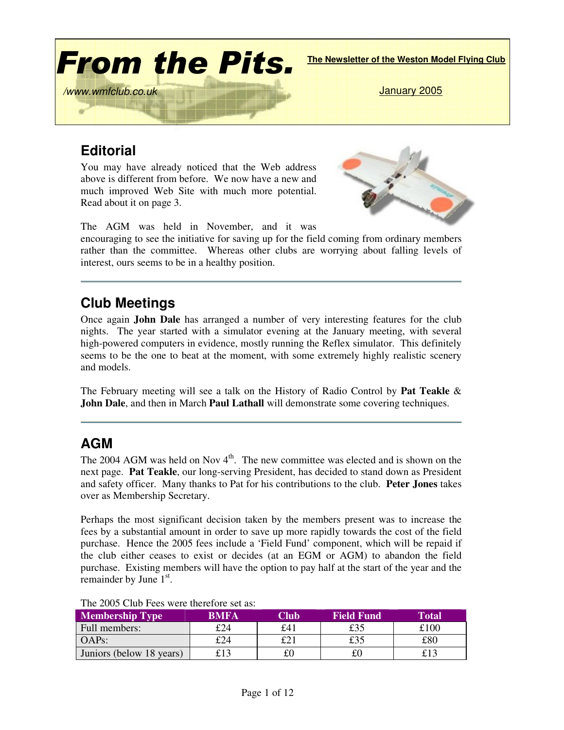# From the Pits.

**The Newsletter of the Weston Model Flying Club**

/www.wmfclub.co.uk

January 2005

## Editorial

You may have already noticed that the Web address above is different from before. We now have a new and much improved Web Site with much more potential. Read about it on page 3.

The AGM was held in November, and it was encouraging to see the initiative for saving up for the field coming from ordinary members rather than the committee. Whereas other clubs are worrying about falling levels of interest, ours seems to be in a healthy position.

---

## Club Meetings

Once again **John Dale** has arranged a number of very interesting features for the club nights. The year started with a simulator evening at the January meeting, with several high-powered computers in evidence, mostly running the Reflex simulator. This definitely seems to be the one to beat at the moment, with some extremely highly realistic scenery and models.

The February meeting will see a talk on the History of Radio Control by **Pat Teakle** & **John Dale**, and then in March **Paul Lathall** will demonstrate some covering techniques.

---

## AGM

The 2004 AGM was held on Nov 4th. The new committee was elected and is shown on the next page. **Pat Teakle**, our long-serving President, has decided to stand down as President and safety officer. Many thanks to Pat for his contributions to the club. **Peter Jones** takes over as Membership Secretary.

Perhaps the most significant decision taken by the members present was to increase the fees by a substantial amount in order to save up more rapidly towards the cost of the field purchase. Hence the 2005 fees include a 'Field Fund' component, which will be repaid if the club either ceases to exist or decides (at an EGM or AGM) to abandon the field purchase. Existing members will have the option to pay half at the start of the year and the remainder by June 1st.

The 2005 Club Fees were therefore set as:

| Membership Type | BMFA | Club | Field Fund | Total |
|---|---|---|---|---|
| Full members: | £24 | £41 | £35 | £100 |
| OAPs: | £24 | £21 | £35 | £80 |
| Juniors (below 18 years) | £13 | £0 | £0 | £13 |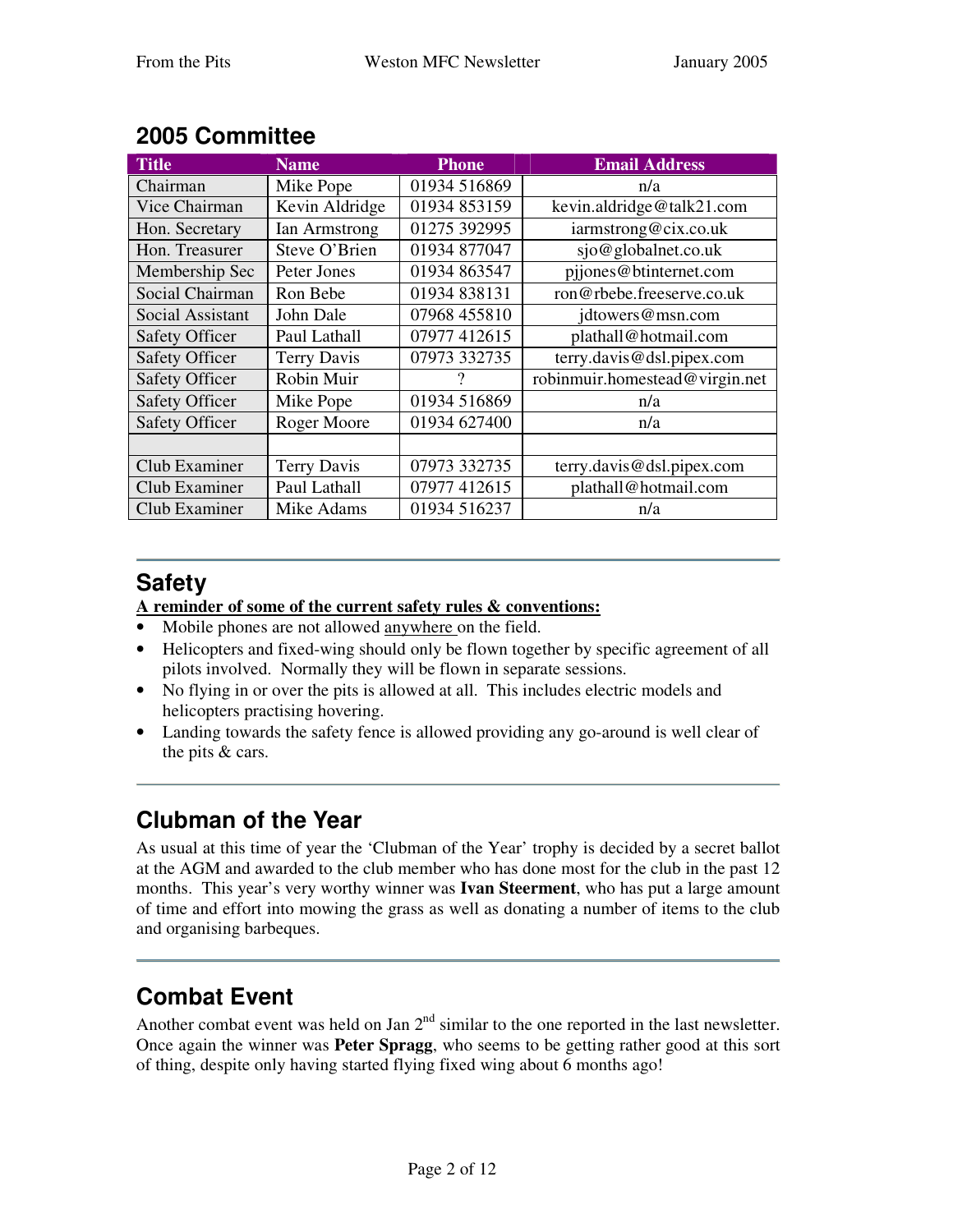## 2005 Committee

| Title | Name | Phone | Email Address |
|---|---|---|---|
| Chairman | Mike Pope | 01934 516869 | n/a |
| Vice Chairman | Kevin Aldridge | 01934 853159 | kevin.aldridge@talk21.com |
| Hon. Secretary | Ian Armstrong | 01275 392995 | iarmstrong@cix.co.uk |
| Hon. Treasurer | Steve O'Brien | 01934 877047 | sjo@globalnet.co.uk |
| Membership Sec | Peter Jones | 01934 863547 | pjjones@btinternet.com |
| Social Chairman | Ron Bebe | 01934 838131 | ron@rbebe.freeserve.co.uk |
| Social Assistant | John Dale | 07968 455810 | jdtowers@msn.com |
| Safety Officer | Paul Lathall | 07977 412615 | plathall@hotmail.com |
| Safety Officer | Terry Davis | 07973 332735 | terry.davis@dsl.pipex.com |
| Safety Officer | Robin Muir | ? | robinmuir.homestead@virgin.net |
| Safety Officer | Mike Pope | 01934 516869 | n/a |
| Safety Officer | Roger Moore | 01934 627400 | n/a |
| | | | |
| Club Examiner | Terry Davis | 07973 332735 | terry.davis@dsl.pipex.com |
| Club Examiner | Paul Lathall | 07977 412615 | plathall@hotmail.com |
| Club Examiner | Mike Adams | 01934 516237 | n/a |

## Safety

**A reminder of some of the current safety rules & conventions:**

- Mobile phones are not allowed anywhere on the field.
- Helicopters and fixed-wing should only be flown together by specific agreement of all pilots involved. Normally they will be flown in separate sessions.
- No flying in or over the pits is allowed at all. This includes electric models and helicopters practising hovering.
- Landing towards the safety fence is allowed providing any go-around is well clear of the pits & cars.

## Clubman of the Year

As usual at this time of year the 'Clubman of the Year' trophy is decided by a secret ballot at the AGM and awarded to the club member who has done most for the club in the past 12 months. This year's very worthy winner was **Ivan Steerment**, who has put a large amount of time and effort into mowing the grass as well as donating a number of items to the club and organising barbeques.

## Combat Event

Another combat event was held on Jan 2nd similar to the one reported in the last newsletter. Once again the winner was **Peter Spragg**, who seems to be getting rather good at this sort of thing, despite only having started flying fixed wing about 6 months ago!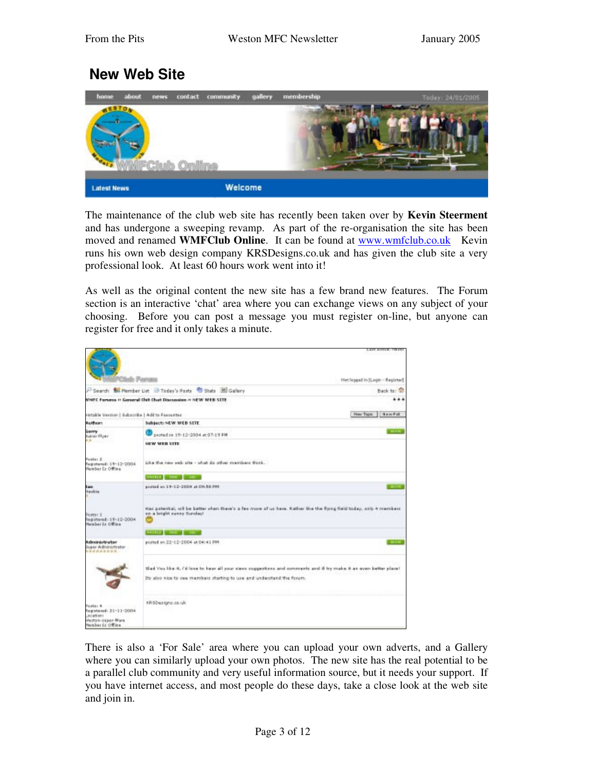# New Web Site

The maintenance of the club web site has recently been taken over by **Kevin Steerment** and has undergone a sweeping revamp. As part of the re-organisation the site has been moved and renamed **WMFClub Online**. It can be found at www.wmfclub.co.uk Kevin runs his own web design company KRSDesigns.co.uk and has given the club site a very professional look. At least 60 hours work went into it!

As well as the original content the new site has a few brand new features. The Forum section is an interactive 'chat' area where you can exchange views on any subject of your choosing. Before you can post a message you must register on-line, but anyone can register for free and it only takes a minute.

There is also a 'For Sale' area where you can upload your own adverts, and a Gallery where you can similarly upload your own photos. The new site has the real potential to be a parallel club community and very useful information source, but it needs your support. If you have internet access, and most people do these days, take a close look at the web site and join in.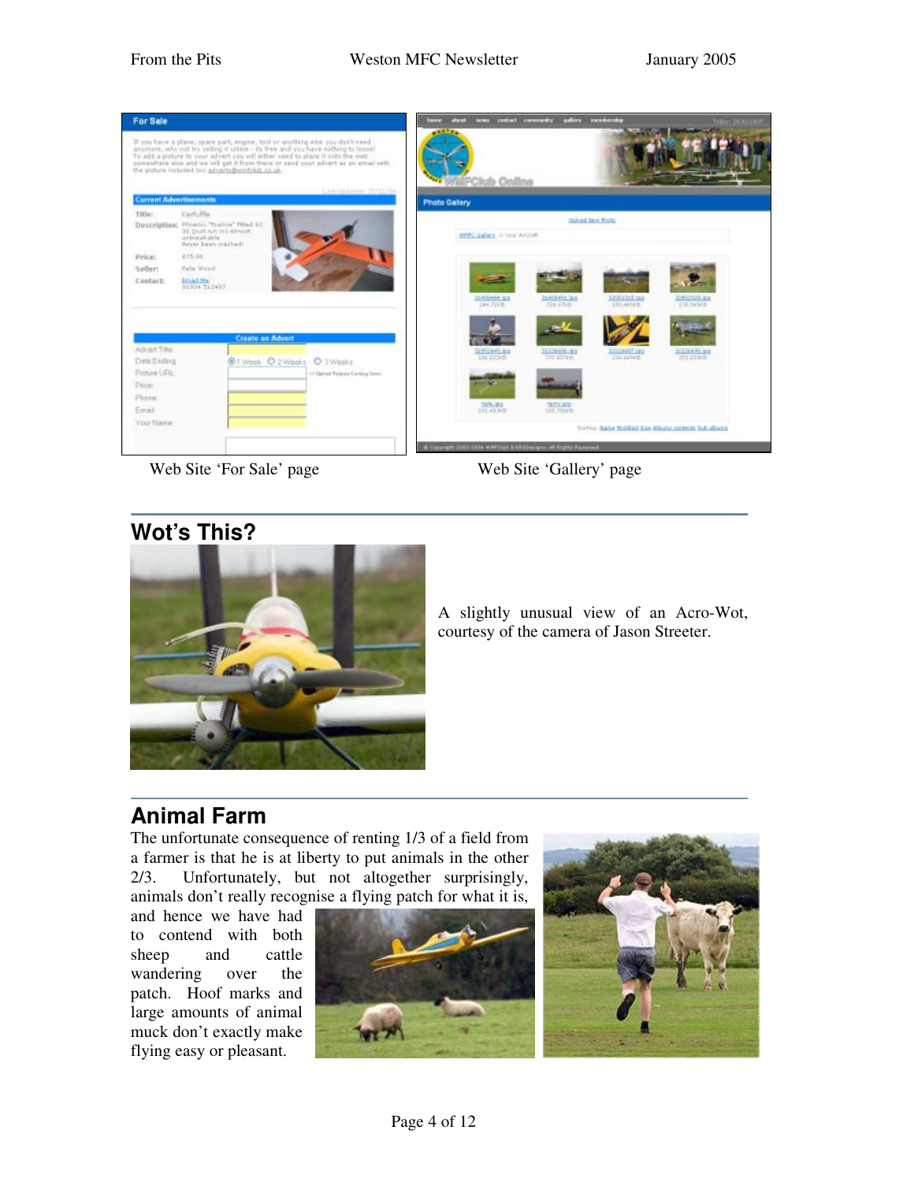Web Site 'For Sale' page

Web Site 'Gallery' page

## Wot's This?

A slightly unusual view of an Acro-Wot, courtesy of the camera of Jason Streeter.

## Animal Farm

The unfortunate consequence of renting 1/3 of a field from a farmer is that he is at liberty to put animals in the other 2/3. Unfortunately, but not altogether surprisingly, animals don't really recognise a flying patch for what it is, and hence we have had to contend with both sheep and cattle wandering over the patch. Hoof marks and large amounts of animal muck don't exactly make flying easy or pleasant.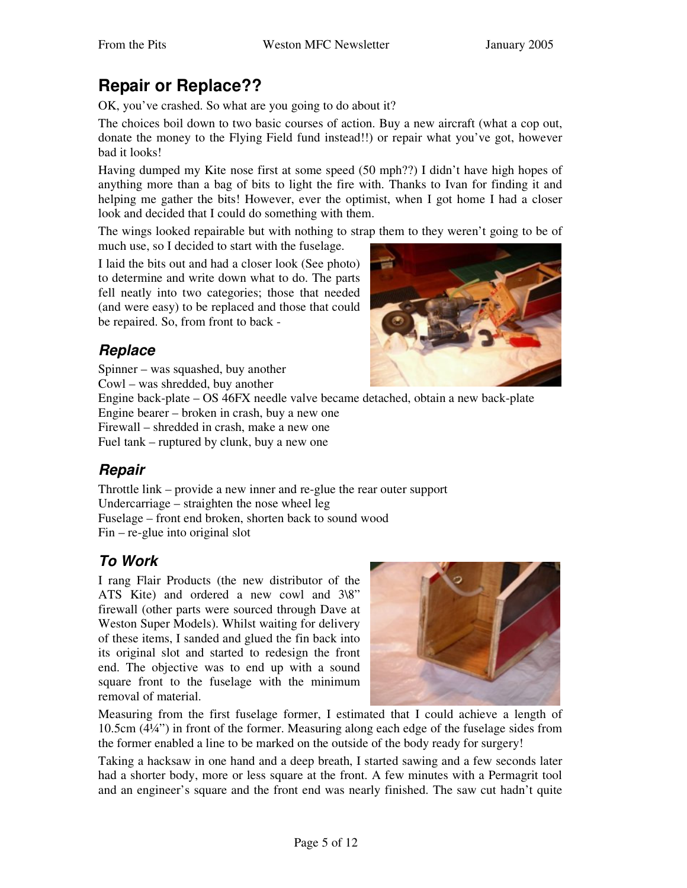## Repair or Replace??

OK, you've crashed. So what are you going to do about it?

The choices boil down to two basic courses of action. Buy a new aircraft (what a cop out, donate the money to the Flying Field fund instead!!) or repair what you've got, however bad it looks!

Having dumped my Kite nose first at some speed (50 mph??) I didn't have high hopes of anything more than a bag of bits to light the fire with. Thanks to Ivan for finding it and helping me gather the bits! However, ever the optimist, when I got home I had a closer look and decided that I could do something with them.

The wings looked repairable but with nothing to strap them to they weren't going to be of much use, so I decided to start with the fuselage.

I laid the bits out and had a closer look (See photo) to determine and write down what to do. The parts fell neatly into two categories; those that needed (and were easy) to be replaced and those that could be repaired. So, from front to back -

### *Replace*

Spinner – was squashed, buy another
Cowl – was shredded, buy another
Engine back-plate – OS 46FX needle valve became detached, obtain a new back-plate
Engine bearer – broken in crash, buy a new one
Firewall – shredded in crash, make a new one
Fuel tank – ruptured by clunk, buy a new one

### *Repair*

Throttle link – provide a new inner and re-glue the rear outer support
Undercarriage – straighten the nose wheel leg
Fuselage – front end broken, shorten back to sound wood
Fin – re-glue into original slot

### *To Work*

I rang Flair Products (the new distributor of the ATS Kite) and ordered a new cowl and 3\8" firewall (other parts were sourced through Dave at Weston Super Models). Whilst waiting for delivery of these items, I sanded and glued the fin back into its original slot and started to redesign the front end. The objective was to end up with a sound square front to the fuselage with the minimum removal of material.

Measuring from the first fuselage former, I estimated that I could achieve a length of 10.5cm (4¼") in front of the former. Measuring along each edge of the fuselage sides from the former enabled a line to be marked on the outside of the body ready for surgery!

Taking a hacksaw in one hand and a deep breath, I started sawing and a few seconds later had a shorter body, more or less square at the front. A few minutes with a Permagrit tool and an engineer's square and the front end was nearly finished. The saw cut hadn't quite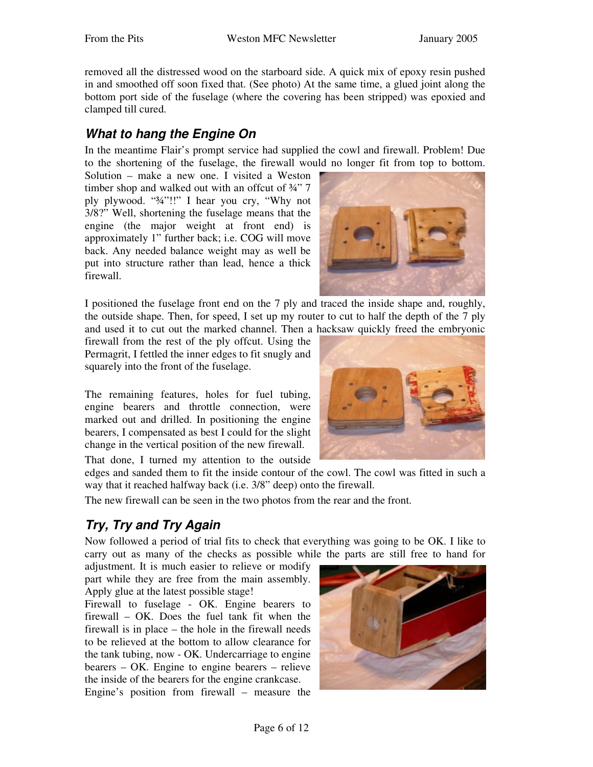removed all the distressed wood on the starboard side. A quick mix of epoxy resin pushed in and smoothed off soon fixed that. (See photo) At the same time, a glued joint along the bottom port side of the fuselage (where the covering has been stripped) was epoxied and clamped till cured.

## *What to hang the Engine On*

In the meantime Flair's prompt service had supplied the cowl and firewall. Problem! Due to the shortening of the fuselage, the firewall would no longer fit from top to bottom. Solution – make a new one. I visited a Weston timber shop and walked out with an offcut of ¾" 7 ply plywood. "¾"!!" I hear you cry, "Why not 3/8?" Well, shortening the fuselage means that the engine (the major weight at front end) is approximately 1" further back; i.e. COG will move back. Any needed balance weight may as well be put into structure rather than lead, hence a thick firewall.

I positioned the fuselage front end on the 7 ply and traced the inside shape and, roughly, the outside shape. Then, for speed, I set up my router to cut to half the depth of the 7 ply and used it to cut out the marked channel. Then a hacksaw quickly freed the embryonic firewall from the rest of the ply offcut. Using the Permagrit, I fettled the inner edges to fit snugly and squarely into the front of the fuselage.

The remaining features, holes for fuel tubing, engine bearers and throttle connection, were marked out and drilled. In positioning the engine bearers, I compensated as best I could for the slight change in the vertical position of the new firewall.

That done, I turned my attention to the outside edges and sanded them to fit the inside contour of the cowl. The cowl was fitted in such a way that it reached halfway back (i.e. 3/8" deep) onto the firewall.

The new firewall can be seen in the two photos from the rear and the front.

## *Try, Try and Try Again*

Now followed a period of trial fits to check that everything was going to be OK. I like to carry out as many of the checks as possible while the parts are still free to hand for adjustment. It is much easier to relieve or modify part while they are free from the main assembly. Apply glue at the latest possible stage!

Firewall to fuselage - OK. Engine bearers to firewall – OK. Does the fuel tank fit when the firewall is in place – the hole in the firewall needs to be relieved at the bottom to allow clearance for the tank tubing, now - OK. Undercarriage to engine bearers – OK. Engine to engine bearers – relieve the inside of the bearers for the engine crankcase.

Engine's position from firewall – measure the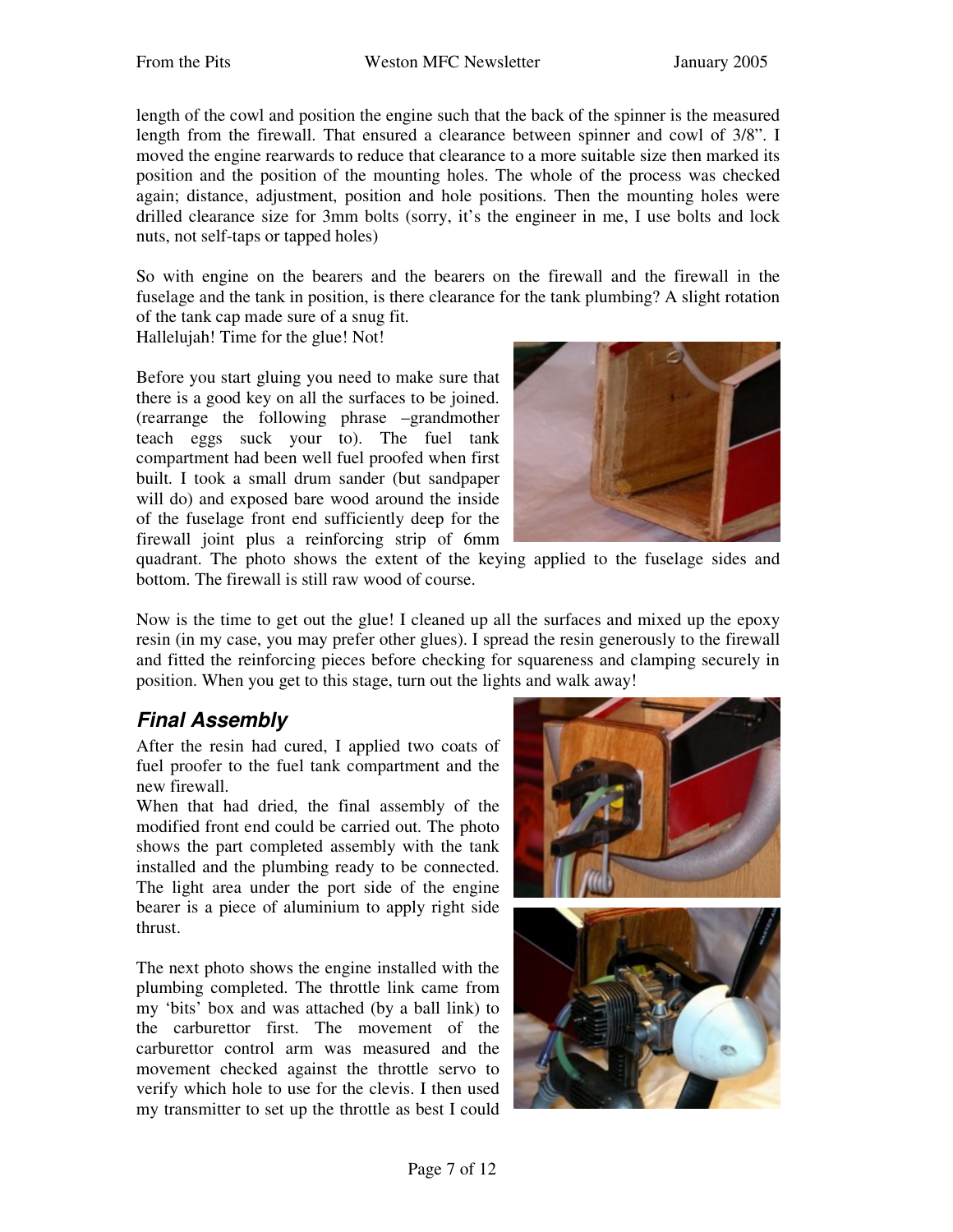length of the cowl and position the engine such that the back of the spinner is the measured length from the firewall. That ensured a clearance between spinner and cowl of 3/8". I moved the engine rearwards to reduce that clearance to a more suitable size then marked its position and the position of the mounting holes. The whole of the process was checked again; distance, adjustment, position and hole positions. Then the mounting holes were drilled clearance size for 3mm bolts (sorry, it's the engineer in me, I use bolts and lock nuts, not self-taps or tapped holes)

So with engine on the bearers and the bearers on the firewall and the firewall in the fuselage and the tank in position, is there clearance for the tank plumbing? A slight rotation of the tank cap made sure of a snug fit.
Hallelujah! Time for the glue! Not!

Before you start gluing you need to make sure that there is a good key on all the surfaces to be joined. (rearrange the following phrase –grandmother teach eggs suck your to). The fuel tank compartment had been well fuel proofed when first built. I took a small drum sander (but sandpaper will do) and exposed bare wood around the inside of the fuselage front end sufficiently deep for the firewall joint plus a reinforcing strip of 6mm quadrant. The photo shows the extent of the keying applied to the fuselage sides and bottom. The firewall is still raw wood of course.

Now is the time to get out the glue! I cleaned up all the surfaces and mixed up the epoxy resin (in my case, you may prefer other glues). I spread the resin generously to the firewall and fitted the reinforcing pieces before checking for squareness and clamping securely in position. When you get to this stage, turn out the lights and walk away!

## *Final Assembly*

After the resin had cured, I applied two coats of fuel proofer to the fuel tank compartment and the new firewall.
When that had dried, the final assembly of the modified front end could be carried out. The photo shows the part completed assembly with the tank installed and the plumbing ready to be connected. The light area under the port side of the engine bearer is a piece of aluminium to apply right side thrust.

The next photo shows the engine installed with the plumbing completed. The throttle link came from my 'bits' box and was attached (by a ball link) to the carburettor first. The movement of the carburettor control arm was measured and the movement checked against the throttle servo to verify which hole to use for the clevis. I then used my transmitter to set up the throttle as best I could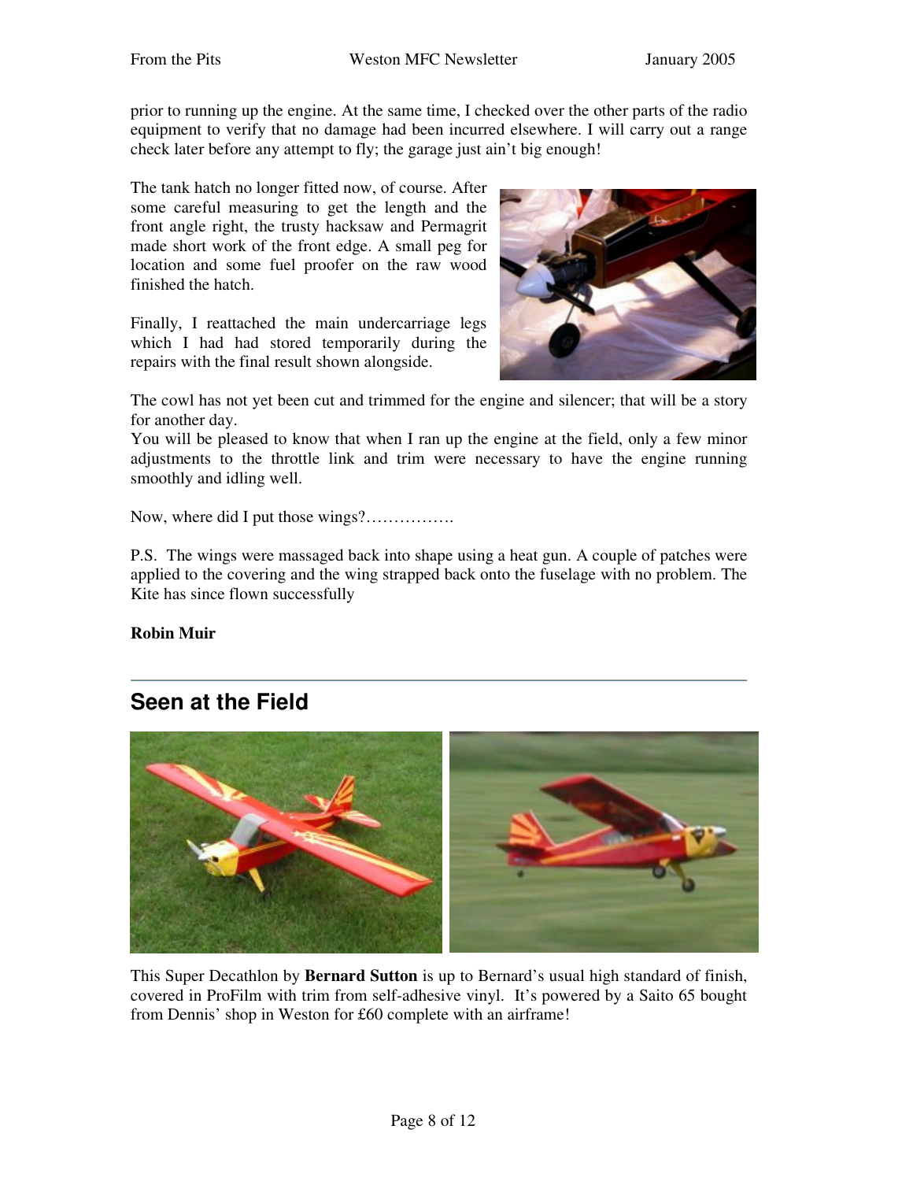prior to running up the engine. At the same time, I checked over the other parts of the radio equipment to verify that no damage had been incurred elsewhere. I will carry out a range check later before any attempt to fly; the garage just ain't big enough!

The tank hatch no longer fitted now, of course. After some careful measuring to get the length and the front angle right, the trusty hacksaw and Permagrit made short work of the front edge. A small peg for location and some fuel proofer on the raw wood finished the hatch.

Finally, I reattached the main undercarriage legs which I had had stored temporarily during the repairs with the final result shown alongside.

The cowl has not yet been cut and trimmed for the engine and silencer; that will be a story for another day.
You will be pleased to know that when I ran up the engine at the field, only a few minor adjustments to the throttle link and trim were necessary to have the engine running smoothly and idling well.

Now, where did I put those wings?…………….

P.S. The wings were massaged back into shape using a heat gun. A couple of patches were applied to the covering and the wing strapped back onto the fuselage with no problem. The Kite has since flown successfully

**Robin Muir**

---

## Seen at the Field

This Super Decathlon by **Bernard Sutton** is up to Bernard's usual high standard of finish, covered in ProFilm with trim from self-adhesive vinyl. It's powered by a Saito 65 bought from Dennis' shop in Weston for £60 complete with an airframe!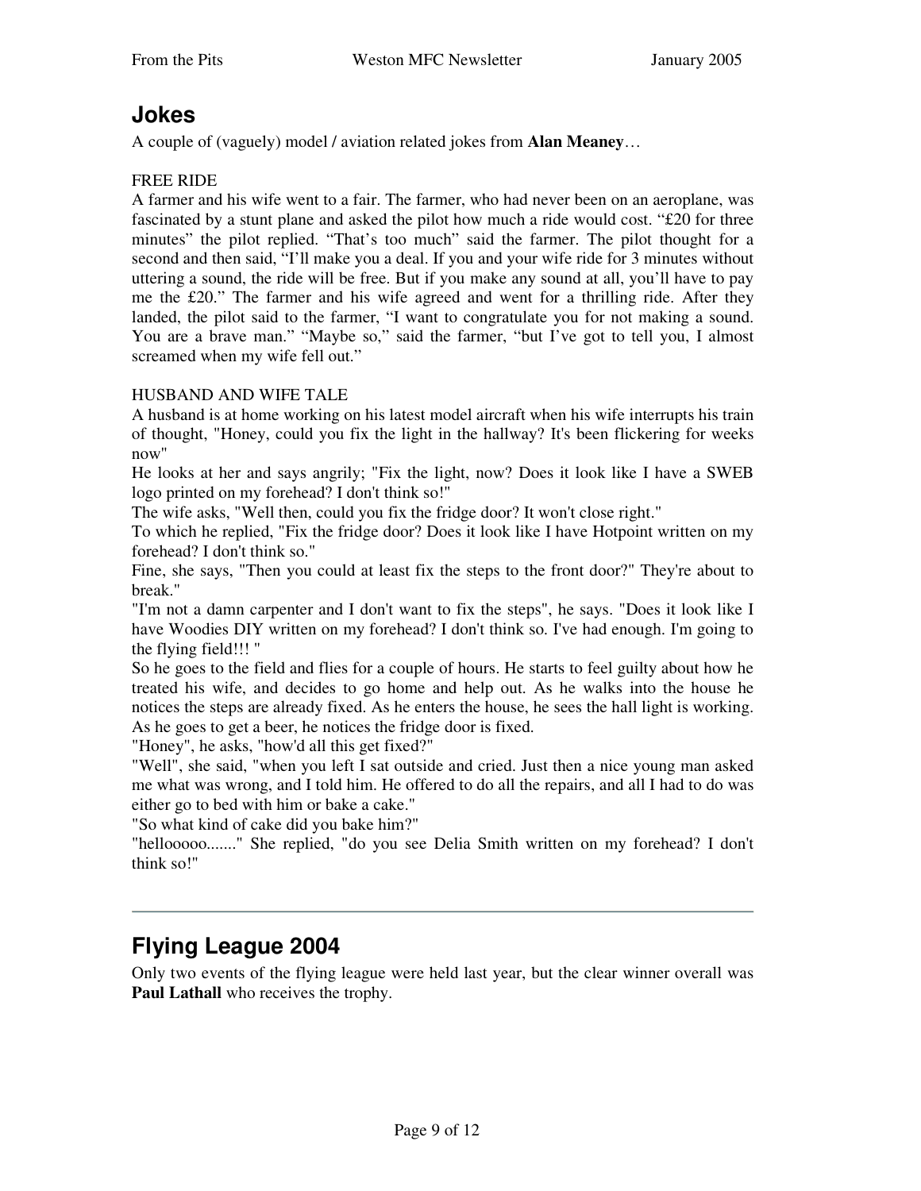## Jokes

A couple of (vaguely) model / aviation related jokes from **Alan Meaney**…

FREE RIDE

A farmer and his wife went to a fair. The farmer, who had never been on an aeroplane, was fascinated by a stunt plane and asked the pilot how much a ride would cost. "£20 for three minutes" the pilot replied. "That's too much" said the farmer. The pilot thought for a second and then said, "I'll make you a deal. If you and your wife ride for 3 minutes without uttering a sound, the ride will be free. But if you make any sound at all, you'll have to pay me the £20." The farmer and his wife agreed and went for a thrilling ride. After they landed, the pilot said to the farmer, "I want to congratulate you for not making a sound. You are a brave man." "Maybe so," said the farmer, "but I've got to tell you, I almost screamed when my wife fell out."

HUSBAND AND WIFE TALE

A husband is at home working on his latest model aircraft when his wife interrupts his train of thought, "Honey, could you fix the light in the hallway? It's been flickering for weeks now"

He looks at her and says angrily; "Fix the light, now? Does it look like I have a SWEB logo printed on my forehead? I don't think so!"

The wife asks, "Well then, could you fix the fridge door? It won't close right."

To which he replied, "Fix the fridge door? Does it look like I have Hotpoint written on my forehead? I don't think so."

Fine, she says, "Then you could at least fix the steps to the front door?" They're about to break."

"I'm not a damn carpenter and I don't want to fix the steps", he says. "Does it look like I have Woodies DIY written on my forehead? I don't think so. I've had enough. I'm going to the flying field!!! "

So he goes to the field and flies for a couple of hours. He starts to feel guilty about how he treated his wife, and decides to go home and help out. As he walks into the house he notices the steps are already fixed. As he enters the house, he sees the hall light is working. As he goes to get a beer, he notices the fridge door is fixed.

"Honey", he asks, "how'd all this get fixed?"

"Well", she said, "when you left I sat outside and cried. Just then a nice young man asked me what was wrong, and I told him. He offered to do all the repairs, and all I had to do was either go to bed with him or bake a cake."

"So what kind of cake did you bake him?"

"hellooooo......." She replied, "do you see Delia Smith written on my forehead? I don't think so!"

---

## Flying League 2004

Only two events of the flying league were held last year, but the clear winner overall was **Paul Lathall** who receives the trophy.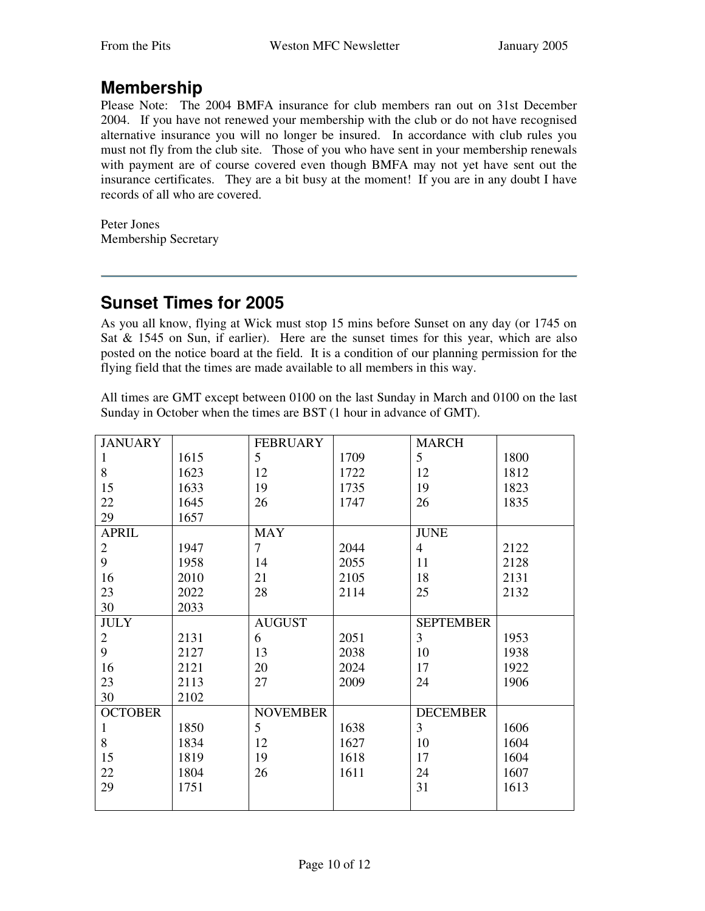## Membership

Please Note: The 2004 BMFA insurance for club members ran out on 31st December 2004. If you have not renewed your membership with the club or do not have recognised alternative insurance you will no longer be insured. In accordance with club rules you must not fly from the club site. Those of you who have sent in your membership renewals with payment are of course covered even though BMFA may not yet have sent out the insurance certificates. They are a bit busy at the moment! If you are in any doubt I have records of all who are covered.

Peter Jones
Membership Secretary

---

## Sunset Times for 2005

As you all know, flying at Wick must stop 15 mins before Sunset on any day (or 1745 on Sat & 1545 on Sun, if earlier). Here are the sunset times for this year, which are also posted on the notice board at the field. It is a condition of our planning permission for the flying field that the times are made available to all members in this way.

All times are GMT except between 0100 on the last Sunday in March and 0100 on the last Sunday in October when the times are BST (1 hour in advance of GMT).

| JANUARY | | FEBRUARY | | MARCH | |
|---|---|---|---|---|---|
| 1 | 1615 | 5 | 1709 | 5 | 1800 |
| 8 | 1623 | 12 | 1722 | 12 | 1812 |
| 15 | 1633 | 19 | 1735 | 19 | 1823 |
| 22 | 1645 | 26 | 1747 | 26 | 1835 |
| 29 | 1657 | | | | |
| **APRIL** | | **MAY** | | **JUNE** | |
| 2 | 1947 | 7 | 2044 | 4 | 2122 |
| 9 | 1958 | 14 | 2055 | 11 | 2128 |
| 16 | 2010 | 21 | 2105 | 18 | 2131 |
| 23 | 2022 | 28 | 2114 | 25 | 2132 |
| 30 | 2033 | | | | |
| **JULY** | | **AUGUST** | | **SEPTEMBER** | |
| 2 | 2131 | 6 | 2051 | 3 | 1953 |
| 9 | 2127 | 13 | 2038 | 10 | 1938 |
| 16 | 2121 | 20 | 2024 | 17 | 1922 |
| 23 | 2113 | 27 | 2009 | 24 | 1906 |
| 30 | 2102 | | | | |
| **OCTOBER** | | **NOVEMBER** | | **DECEMBER** | |
| 1 | 1850 | 5 | 1638 | 3 | 1606 |
| 8 | 1834 | 12 | 1627 | 10 | 1604 |
| 15 | 1819 | 19 | 1618 | 17 | 1604 |
| 22 | 1804 | 26 | 1611 | 24 | 1607 |
| 29 | 1751 | | | 31 | 1613 |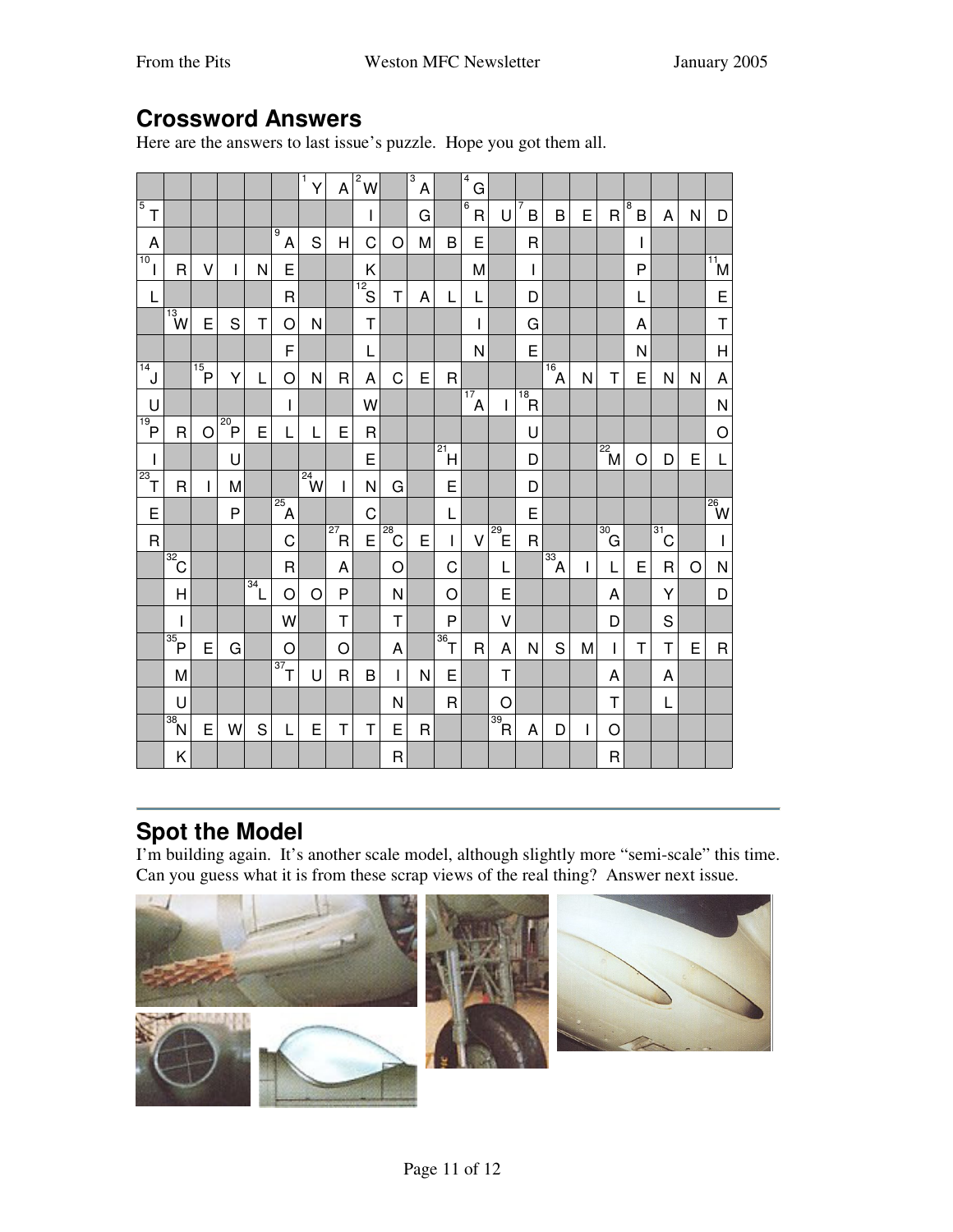## Crossword Answers

Here are the answers to last issue's puzzle. Hope you got them all.

| | | | | | | 1 Y | A | 2 W | | 3 A | | 4 G | | | | | | | | | |
|---|---|---|---|---|---|---|---|---|---|---|---|---|---|---|---|---|---|---|---|---|---|
| 5 T | | | | | | | | I | | G | | 6 R | U | 7 B | B | E | R | 8 B | A | N | D |
| A | | | | | 9 A | S | H | C | O | M | B | E | | R | | | | I | | | |
| 10 I | R | V | I | N | E | | | K | | | | M | | I | | | | P | | | 11 M |
| L | | | | | R | | | 12 S | T | A | L | L | | D | | | | L | | | E |
| | 13 W | E | S | T | O | N | | T | | | | I | | G | | | | A | | | T |
| | | | | | F | | | L | | | | N | | E | | | | N | | | H |
| 14 J | | 15 P | Y | L | O | N | R | A | C | E | R | | | | 16 A | N | T | E | N | N | A |
| U | | | | | I | | | W | | | | 17 A | I | 18 R | | | | | | | N |
| 19 P | R | O | 20 P | E | L | L | E | R | | | | | | U | | | | | | | O |
| I | | | U | | | | | E | | | 21 H | | | D | | | 22 M | O | D | E | L |
| 23 T | R | I | M | | | 24 W | I | N | G | | E | | | D | | | | | | | |
| E | | | P | | 25 A | | | C | | | L | | | E | | | | | | | 26 W |
| R | | | | | C | | 27 R | E | 28 C | E | I | V | 29 E | R | | | 30 G | | 31 C | | I |
| | 32 C | | | | R | | A | | O | | C | | L | | 33 A | I | L | E | R | O | N |
| | H | | | 34 L | O | O | P | | N | | O | | E | | | | A | | Y | | D |
| | I | | | | W | | T | | T | | P | | V | | | | D | | S | | |
| | 35 P | E | G | | O | | O | | A | | 36 T | R | A | N | S | M | I | T | T | E | R |
| | M | | | | 37 T | U | R | B | I | N | E | | T | | | | A | | A | | |
| | U | | | | | | | | N | | R | | O | | | | T | | L | | |
| | 38 N | E | W | S | L | E | T | T | E | R | | | 39 R | A | D | I | O | | | | |
| | K | | | | | | | | R | | | | | | | | R | | | | |

## Spot the Model

I'm building again. It's another scale model, although slightly more "semi-scale" this time. Can you guess what it is from these scrap views of the real thing? Answer next issue.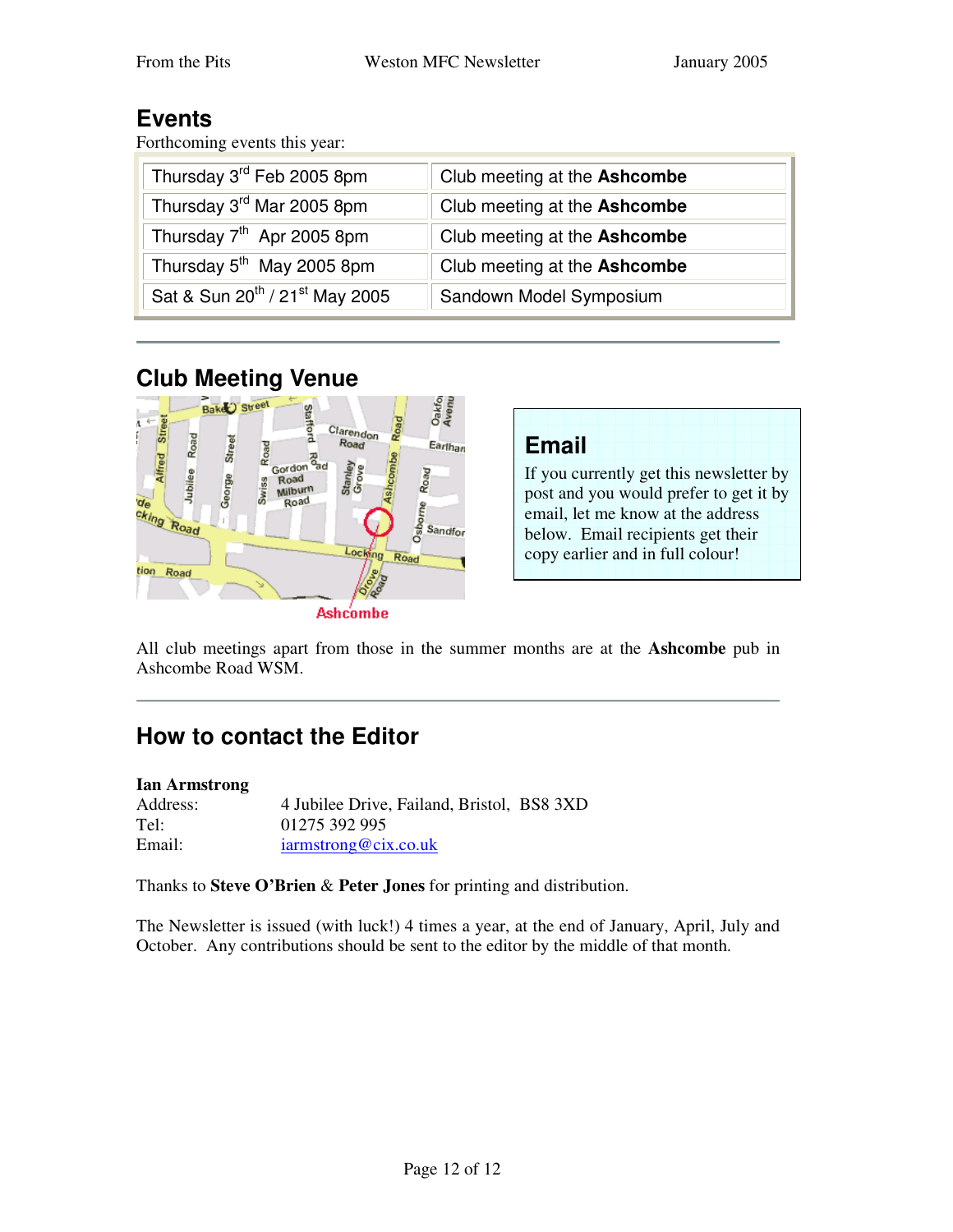## Events

Forthcoming events this year:

| | |
|---|---|
| Thursday 3rd Feb 2005 8pm | Club meeting at the **Ashcombe** |
| Thursday 3rd Mar 2005 8pm | Club meeting at the **Ashcombe** |
| Thursday 7th Apr 2005 8pm | Club meeting at the **Ashcombe** |
| Thursday 5th May 2005 8pm | Club meeting at the **Ashcombe** |
| Sat & Sun 20th / 21st May 2005 | Sandown Model Symposium |

---

## Club Meeting Venue

Ashcombe

## Email

If you currently get this newsletter by post and you would prefer to get it by email, let me know at the address below. Email recipients get their copy earlier and in full colour!

All club meetings apart from those in the summer months are at the **Ashcombe** pub in Ashcombe Road WSM.

---

## How to contact the Editor

**Ian Armstrong**

| | |
|---|---|
| Address: | 4 Jubilee Drive, Failand, Bristol, BS8 3XD |
| Tel: | 01275 392 995 |
| Email: | iarmstrong@cix.co.uk |

Thanks to **Steve O'Brien** & **Peter Jones** for printing and distribution.

The Newsletter is issued (with luck!) 4 times a year, at the end of January, April, July and October. Any contributions should be sent to the editor by the middle of that month.